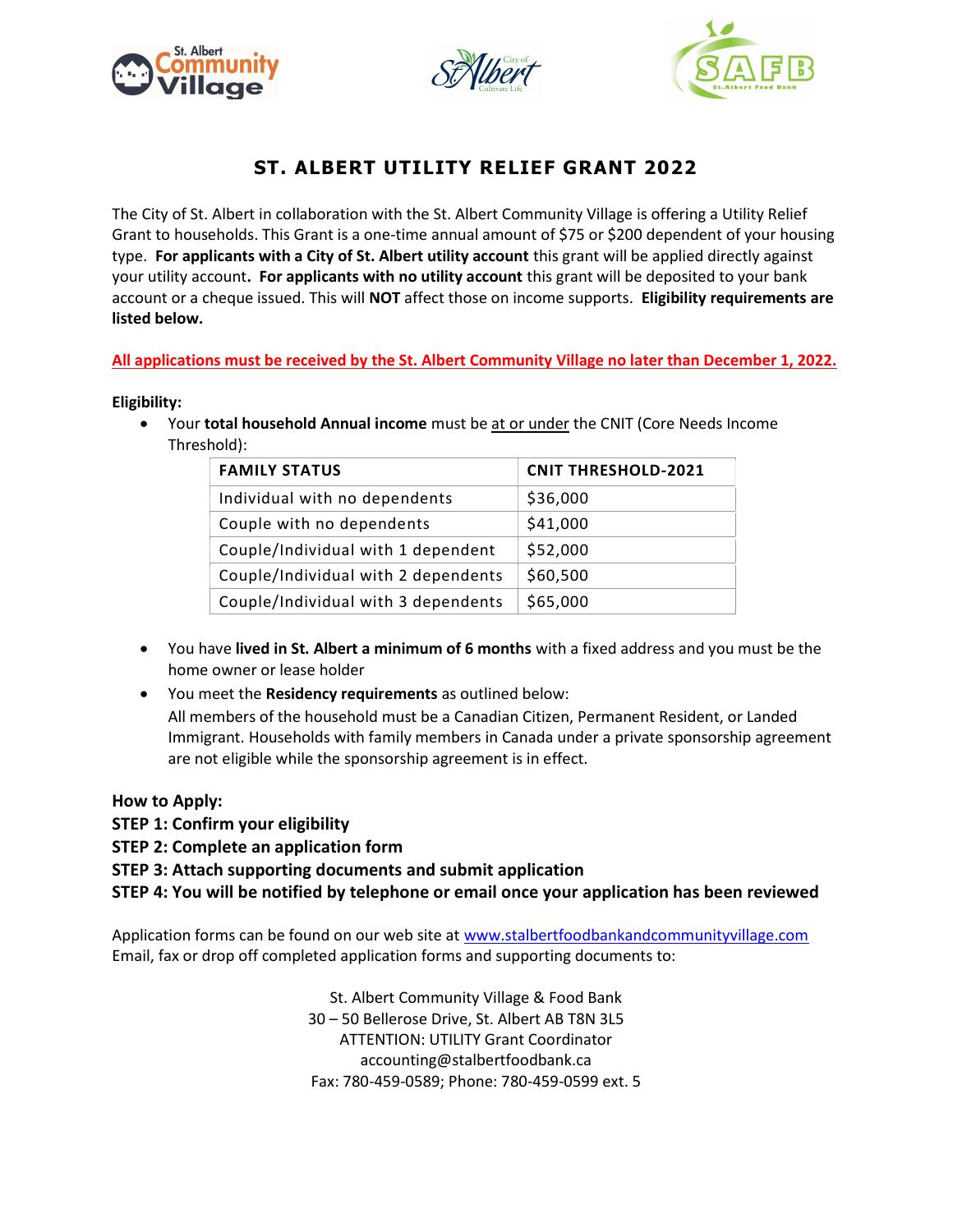# ST. ALBERT UTILITY RELIEF GRANT 2022

The City of St. Albert in collaboration with the St. Albert Community Village is offering a Utility Relief Grant to households. This Grant is a one-time annual amount of $75 or $200 dependent of your housing type. **For applicants with a City of St. Albert utility account** this grant will be applied directly against your utility account**. For applicants with no utility account** this grant will be deposited to your bank account or a cheque issued. This will **NOT** affect those on income supports. **Eligibility requirements are listed below.**

**All applications must be received by the St. Albert Community Village no later than December 1, 2022.**

**Eligibility:**

- Your **total household Annual income** must be at or under the CNIT (Core Needs Income Threshold):

| FAMILY STATUS | CNIT THRESHOLD-2021 |
|---|---|
| Individual with no dependents | $36,000 |
| Couple with no dependents | $41,000 |
| Couple/Individual with 1 dependent | $52,000 |
| Couple/Individual with 2 dependents | $60,500 |
| Couple/Individual with 3 dependents | $65,000 |

- You have **lived in St. Albert a minimum of 6 months** with a fixed address and you must be the home owner or lease holder
- You meet the **Residency requirements** as outlined below:
  All members of the household must be a Canadian Citizen, Permanent Resident, or Landed Immigrant. Households with family members in Canada under a private sponsorship agreement are not eligible while the sponsorship agreement is in effect.

**How to Apply:**

**STEP 1: Confirm your eligibility**

**STEP 2: Complete an application form**

**STEP 3: Attach supporting documents and submit application**

**STEP 4: You will be notified by telephone or email once your application has been reviewed**

Application forms can be found on our web site at www.stalbertfoodbankandcommunityvillage.com
Email, fax or drop off completed application forms and supporting documents to:

St. Albert Community Village & Food Bank
30 – 50 Bellerose Drive, St. Albert AB T8N 3L5
ATTENTION: UTILITY Grant Coordinator
accounting@stalbertfoodbank.ca
Fax: 780-459-0589; Phone: 780-459-0599 ext. 5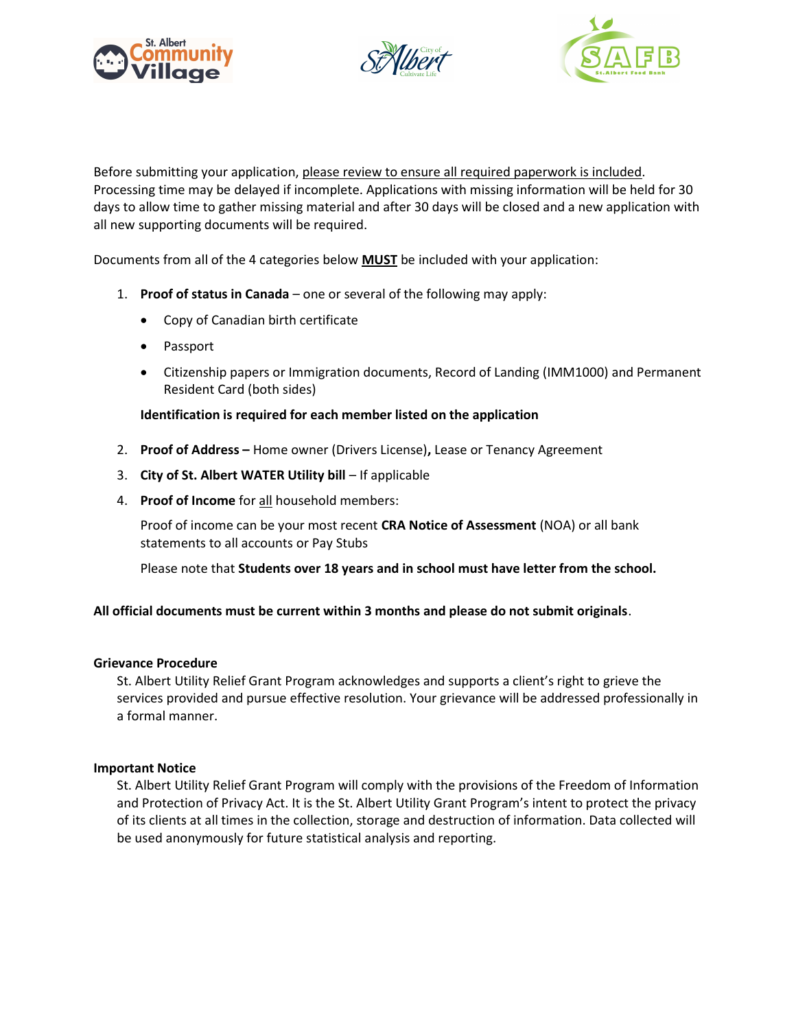Before submitting your application, please review to ensure all required paperwork is included. Processing time may be delayed if incomplete. Applications with missing information will be held for 30 days to allow time to gather missing material and after 30 days will be closed and a new application with all new supporting documents will be required.

Documents from all of the 4 categories below **MUST** be included with your application:

1. **Proof of status in Canada** – one or several of the following may apply:
   - Copy of Canadian birth certificate
   - Passport
   - Citizenship papers or Immigration documents, Record of Landing (IMM1000) and Permanent Resident Card (both sides)

   **Identification is required for each member listed on the application**

2. **Proof of Address –** Home owner (Drivers License)**,** Lease or Tenancy Agreement
3. **City of St. Albert WATER Utility bill** – If applicable
4. **Proof of Income** for all household members:

   Proof of income can be your most recent **CRA Notice of Assessment** (NOA) or all bank statements to all accounts or Pay Stubs

   Please note that **Students over 18 years and in school must have letter from the school.**

**All official documents must be current within 3 months and please do not submit originals**.

**Grievance Procedure**

St. Albert Utility Relief Grant Program acknowledges and supports a client's right to grieve the services provided and pursue effective resolution. Your grievance will be addressed professionally in a formal manner.

**Important Notice**

St. Albert Utility Relief Grant Program will comply with the provisions of the Freedom of Information and Protection of Privacy Act. It is the St. Albert Utility Grant Program's intent to protect the privacy of its clients at all times in the collection, storage and destruction of information. Data collected will be used anonymously for future statistical analysis and reporting.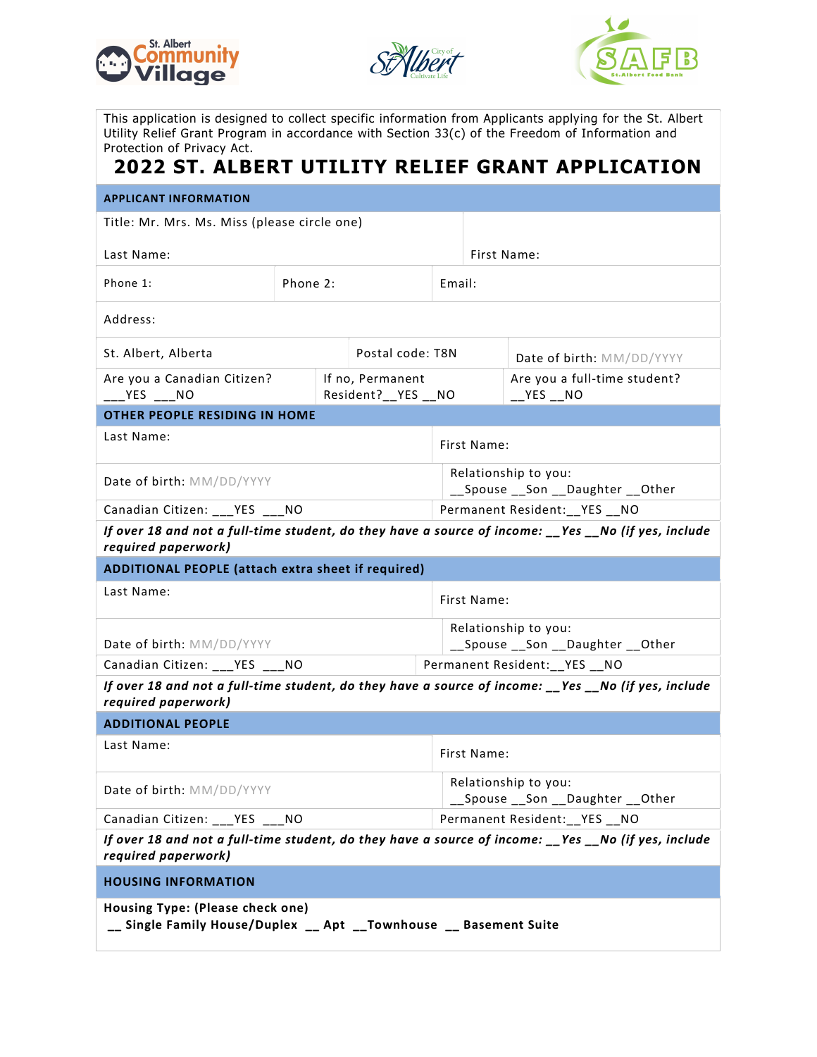This application is designed to collect specific information from Applicants applying for the St. Albert Utility Relief Grant Program in accordance with Section 33(c) of the Freedom of Information and Protection of Privacy Act.

# 2022 ST. ALBERT UTILITY RELIEF GRANT APPLICATION

## APPLICANT INFORMATION

| | | | |
|---|---|---|---|
| Title: Mr. Mrs. Ms. Miss (please circle one) | | | |
| Last Name: | | First Name: | |
| Phone 1: | Phone 2: | Email: | |
| Address: | | | |
| St. Albert, Alberta | Postal code: T8N | Date of birth: MM/DD/YYYY | |
| Are you a Canadian Citizen? ___YES ___NO | If no, Permanent Resident?__YES __NO | Are you a full-time student? __YES __NO | |

## OTHER PEOPLE RESIDING IN HOME

| | |
|---|---|
| Last Name: | First Name: |
| Date of birth: MM/DD/YYYY | Relationship to you: __Spouse __Son __Daughter __Other |
| Canadian Citizen: ___YES ___NO | Permanent Resident:__YES __NO |

***If over 18 and not a full-time student, do they have a source of income: __Yes __No (if yes, include required paperwork)***

## ADDITIONAL PEOPLE (attach extra sheet if required)

| | |
|---|---|
| Last Name: | First Name: |
| Date of birth: MM/DD/YYYY | Relationship to you: __Spouse __Son __Daughter __Other |
| Canadian Citizen: ___YES ___NO | Permanent Resident:__YES __NO |

***If over 18 and not a full-time student, do they have a source of income: __Yes __No (if yes, include required paperwork)***

## ADDITIONAL PEOPLE

| | |
|---|---|
| Last Name: | First Name: |
| Date of birth: MM/DD/YYYY | Relationship to you: __Spouse __Son __Daughter __Other |
| Canadian Citizen: ___YES ___NO | Permanent Resident:__YES __NO |

***If over 18 and not a full-time student, do they have a source of income: __Yes __No (if yes, include required paperwork)***

## HOUSING INFORMATION

**Housing Type: (Please check one)**
**__ Single Family House/Duplex __ Apt __Townhouse __ Basement Suite**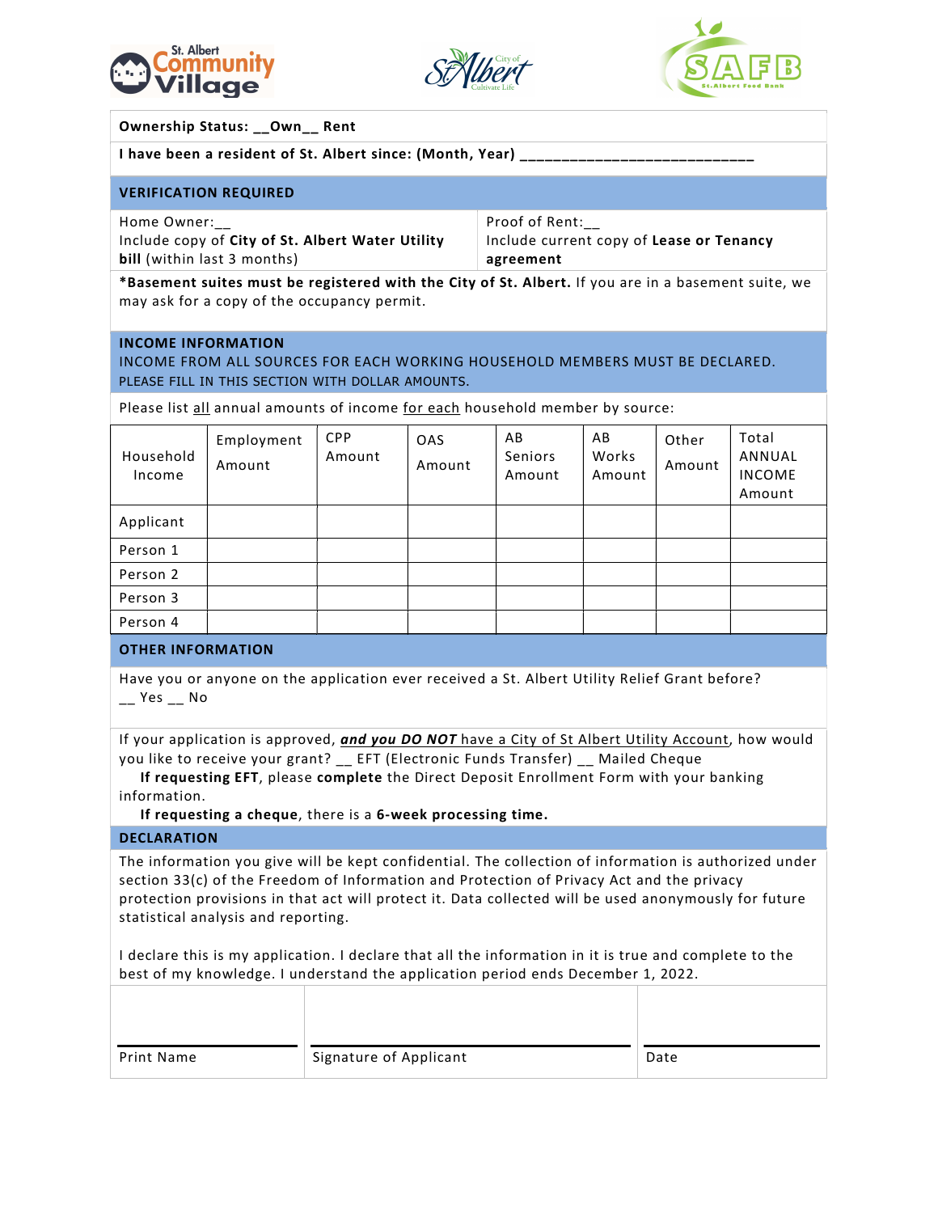**Ownership Status: __Own__ Rent**

**I have been a resident of St. Albert since: (Month, Year) ___________________________**

## VERIFICATION REQUIRED

| | |
|---|---|
| Home Owner:__<br>Include copy of **City of St. Albert Water Utility bill** (within last 3 months) | Proof of Rent:__<br>Include current copy of **Lease or Tenancy agreement** |

***Basement suites must be registered with the City of St. Albert.** If you are in a basement suite, we may ask for a copy of the occupancy permit.

## INCOME INFORMATION

INCOME FROM ALL SOURCES FOR EACH WORKING HOUSEHOLD MEMBERS MUST BE DECLARED.
PLEASE FILL IN THIS SECTION WITH DOLLAR AMOUNTS.

Please list all annual amounts of income for each household member by source:

| Household Income | Employment Amount | CPP Amount | OAS Amount | AB Seniors Amount | AB Works Amount | Other Amount | Total ANNUAL INCOME Amount |
|---|---|---|---|---|---|---|---|
| Applicant | | | | | | | |
| Person 1 | | | | | | | |
| Person 2 | | | | | | | |
| Person 3 | | | | | | | |
| Person 4 | | | | | | | |

## OTHER INFORMATION

Have you or anyone on the application ever received a St. Albert Utility Relief Grant before?
__ Yes __ No

If your application is approved, ***and you DO NOT*** have a City of St Albert Utility Account, how would you like to receive your grant? __ EFT (Electronic Funds Transfer) __ Mailed Cheque

**If requesting EFT**, please **complete** the Direct Deposit Enrollment Form with your banking information.

**If requesting a cheque**, there is a **6-week processing time.**

## DECLARATION

The information you give will be kept confidential. The collection of information is authorized under section 33(c) of the Freedom of Information and Protection of Privacy Act and the privacy protection provisions in that act will protect it. Data collected will be used anonymously for future statistical analysis and reporting.

I declare this is my application. I declare that all the information in it is true and complete to the best of my knowledge. I understand the application period ends December 1, 2022.

| | | |
|---|---|---|
| Print Name | Signature of Applicant | Date |